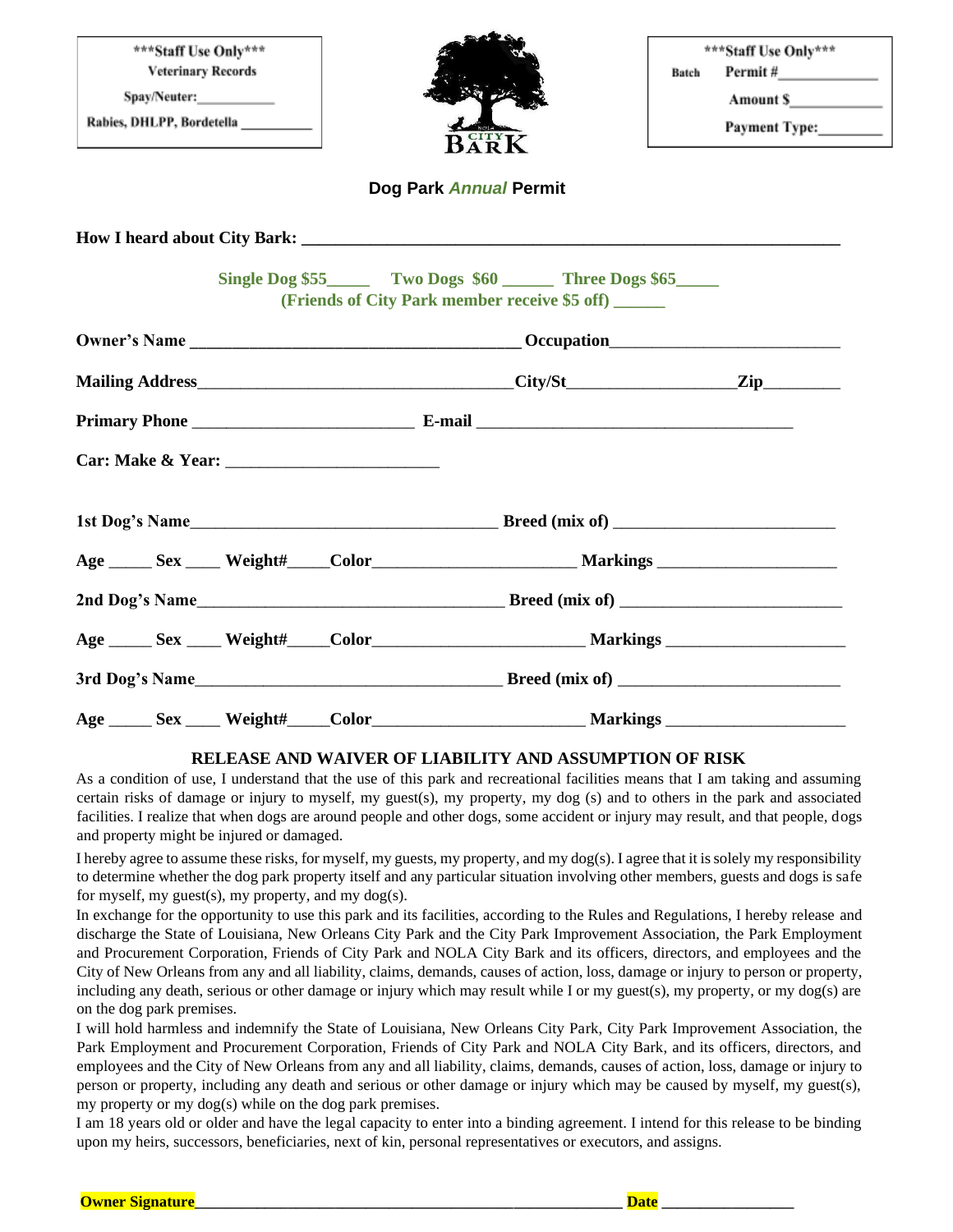***Staff Use Only***
Veterinary Records

Spay/Neuter:___________

Rabies, DHLPP, Bordetella __________

***Staff Use Only***

Batch Permit #_____________

Amount $_____________

Payment Type:_________

NOLA CITY BARK

## Dog Park *Annual* Permit

**How I heard about City Bark: ___________________________________________________________**

**Single Dog $55_____ Two Dogs $60 ______ Three Dogs $65_____**
**(Friends of City Park member receive $5 off) ______**

**Owner's Name ____________________________________ Occupation_________________________**

**Mailing Address__________________________________City/St_________________Zip_________**

**Primary Phone ________________________ E-mail ___________________________________**

**Car: Make & Year: _______________________**

**1st Dog's Name_________________________________ Breed (mix of) ________________________**

**Age _____ Sex ____ Weight#_____Color______________________ Markings ___________________**

**2nd Dog's Name_________________________________ Breed (mix of) ________________________**

**Age _____ Sex ____ Weight#_____Color______________________ Markings ___________________**

**3rd Dog's Name_________________________________ Breed (mix of) ________________________**

**Age _____ Sex ____ Weight#_____Color______________________ Markings ___________________**

### RELEASE AND WAIVER OF LIABILITY AND ASSUMPTION OF RISK

As a condition of use, I understand that the use of this park and recreational facilities means that I am taking and assuming certain risks of damage or injury to myself, my guest(s), my property, my dog (s) and to others in the park and associated facilities. I realize that when dogs are around people and other dogs, some accident or injury may result, and that people, dogs and property might be injured or damaged.

I hereby agree to assume these risks, for myself, my guests, my property, and my dog(s). I agree that it is solely my responsibility to determine whether the dog park property itself and any particular situation involving other members, guests and dogs is safe for myself, my guest(s), my property, and my dog(s).

In exchange for the opportunity to use this park and its facilities, according to the Rules and Regulations, I hereby release and discharge the State of Louisiana, New Orleans City Park and the City Park Improvement Association, the Park Employment and Procurement Corporation, Friends of City Park and NOLA City Bark and its officers, directors, and employees and the City of New Orleans from any and all liability, claims, demands, causes of action, loss, damage or injury to person or property, including any death, serious or other damage or injury which may result while I or my guest(s), my property, or my dog(s) are on the dog park premises.

I will hold harmless and indemnify the State of Louisiana, New Orleans City Park, City Park Improvement Association, the Park Employment and Procurement Corporation, Friends of City Park and NOLA City Bark, and its officers, directors, and employees and the City of New Orleans from any and all liability, claims, demands, causes of action, loss, damage or injury to person or property, including any death and serious or other damage or injury which may be caused by myself, my guest(s), my property or my dog(s) while on the dog park premises.

I am 18 years old or older and have the legal capacity to enter into a binding agreement. I intend for this release to be binding upon my heirs, successors, beneficiaries, next of kin, personal representatives or executors, and assigns.

**Owner Signature**______________________________________________ **Date** _______________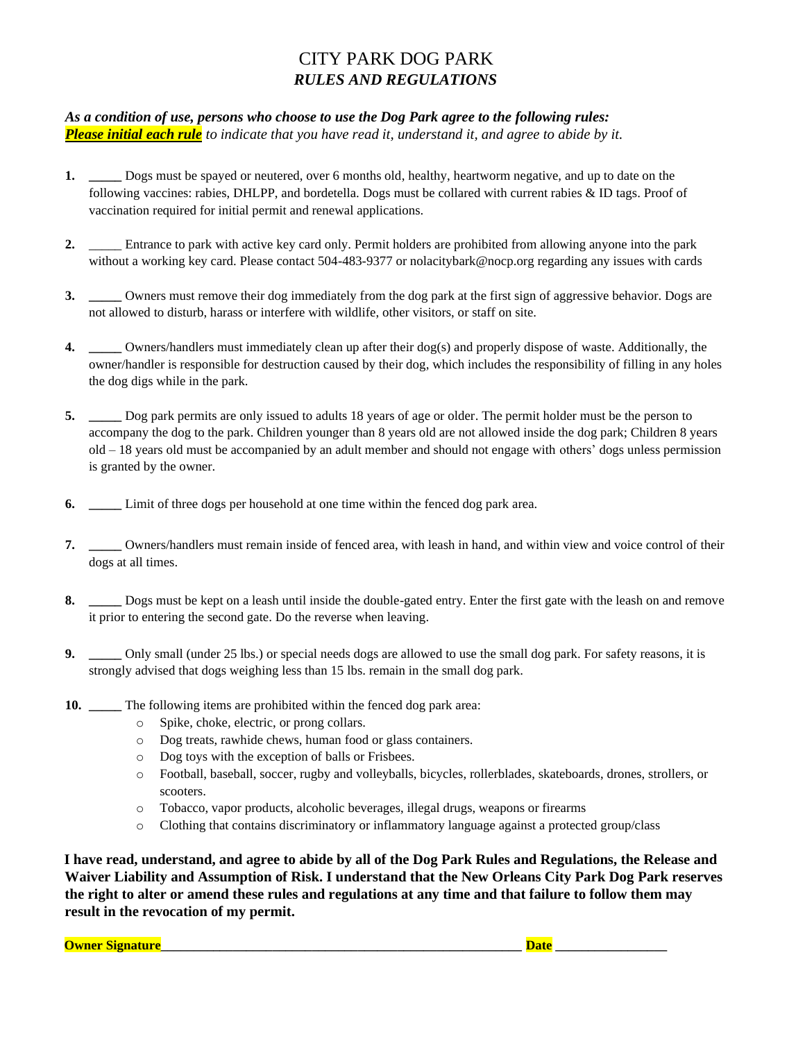# CITY PARK DOG PARK

## *RULES AND REGULATIONS*

***As a condition of use, persons who choose to use the Dog Park agree to the following rules:***
***Please initial each rule*** *to indicate that you have read it, understand it, and agree to abide by it.*

1. _____ Dogs must be spayed or neutered, over 6 months old, healthy, heartworm negative, and up to date on the following vaccines: rabies, DHLPP, and bordetella. Dogs must be collared with current rabies & ID tags. Proof of vaccination required for initial permit and renewal applications.

2. _____ Entrance to park with active key card only. Permit holders are prohibited from allowing anyone into the park without a working key card. Please contact 504-483-9377 or nolacitybark@nocp.org regarding any issues with cards

3. _____ Owners must remove their dog immediately from the dog park at the first sign of aggressive behavior. Dogs are not allowed to disturb, harass or interfere with wildlife, other visitors, or staff on site.

4. _____ Owners/handlers must immediately clean up after their dog(s) and properly dispose of waste. Additionally, the owner/handler is responsible for destruction caused by their dog, which includes the responsibility of filling in any holes the dog digs while in the park.

5. _____ Dog park permits are only issued to adults 18 years of age or older. The permit holder must be the person to accompany the dog to the park. Children younger than 8 years old are not allowed inside the dog park; Children 8 years old – 18 years old must be accompanied by an adult member and should not engage with others' dogs unless permission is granted by the owner.

6. _____ Limit of three dogs per household at one time within the fenced dog park area.

7. _____ Owners/handlers must remain inside of fenced area, with leash in hand, and within view and voice control of their dogs at all times.

8. _____ Dogs must be kept on a leash until inside the double-gated entry. Enter the first gate with the leash on and remove it prior to entering the second gate. Do the reverse when leaving.

9. _____ Only small (under 25 lbs.) or special needs dogs are allowed to use the small dog park. For safety reasons, it is strongly advised that dogs weighing less than 15 lbs. remain in the small dog park.

10. _____ The following items are prohibited within the fenced dog park area:
    - Spike, choke, electric, or prong collars.
    - Dog treats, rawhide chews, human food or glass containers.
    - Dog toys with the exception of balls or Frisbees.
    - Football, baseball, soccer, rugby and volleyballs, bicycles, rollerblades, skateboards, drones, strollers, or scooters.
    - Tobacco, vapor products, alcoholic beverages, illegal drugs, weapons or firearms
    - Clothing that contains discriminatory or inflammatory language against a protected group/class

**I have read, understand, and agree to abide by all of the Dog Park Rules and Regulations, the Release and Waiver Liability and Assumption of Risk. I understand that the New Orleans City Park Dog Park reserves the right to alter or amend these rules and regulations at any time and that failure to follow them may result in the revocation of my permit.**

**Owner Signature**_______________________________________________ **Date** _______________